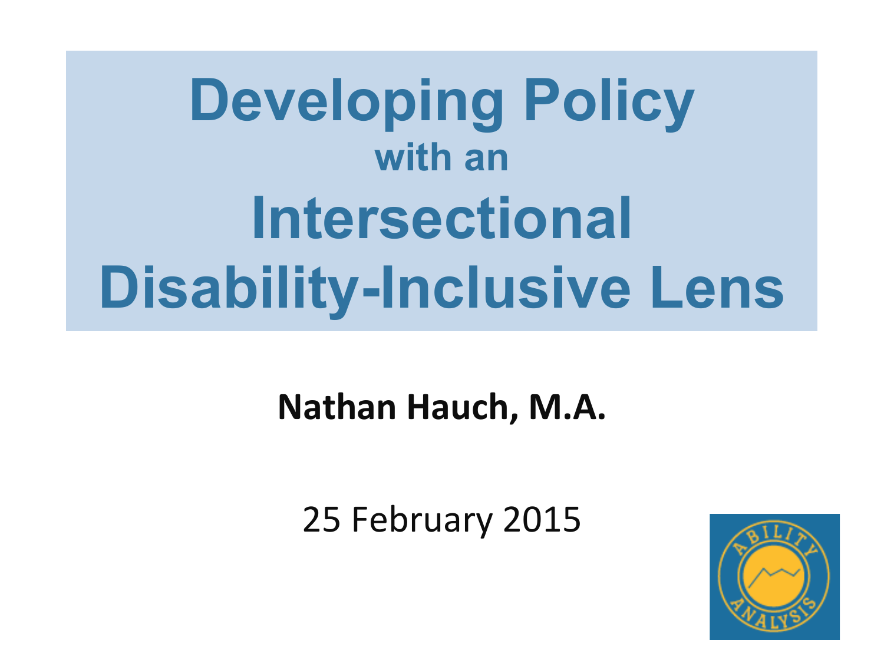# Developing Policy with an Intersectional Disability-Inclusive Lens

**Nathan Hauch, M.A.**

25 February 2015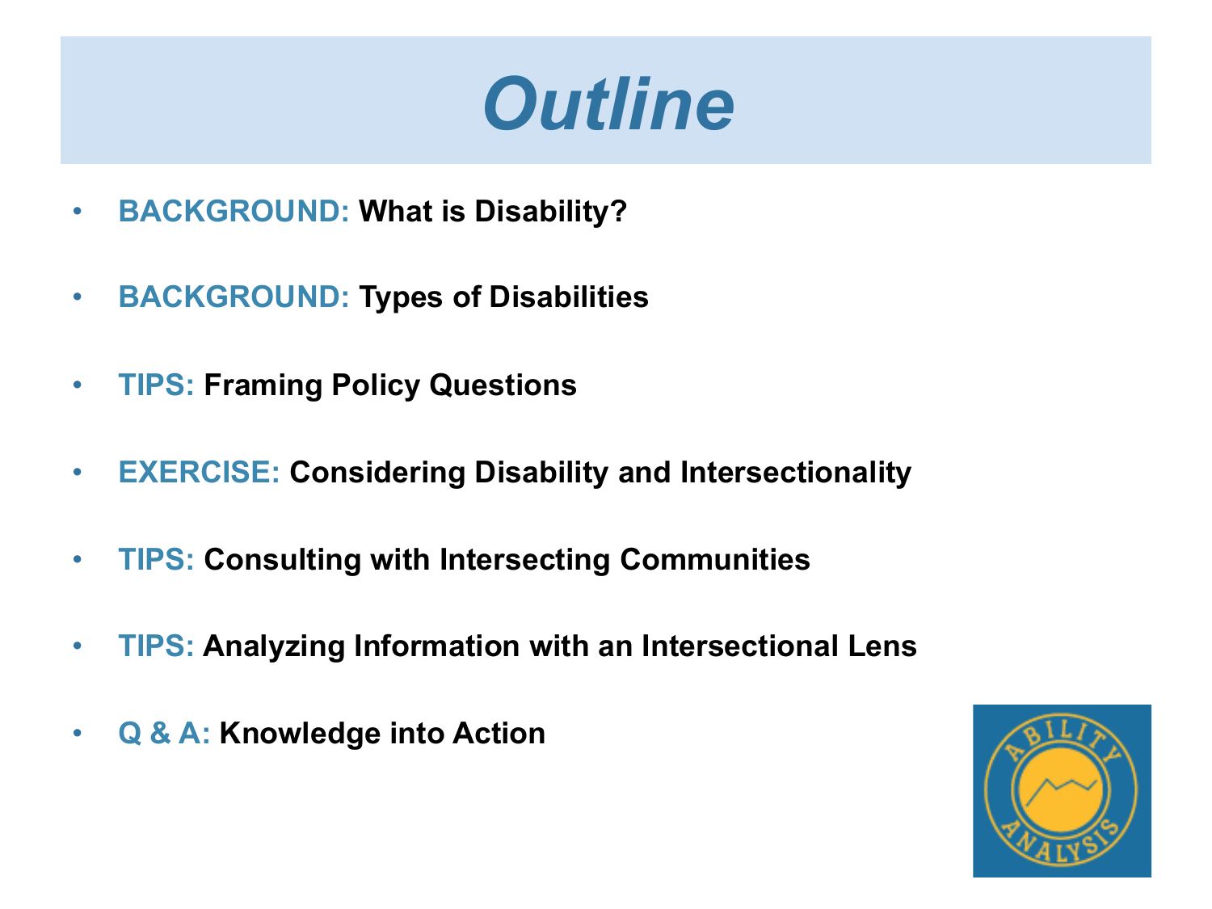# *Outline*

- **BACKGROUND: What is Disability?**
- **BACKGROUND: Types of Disabilities**
- **TIPS: Framing Policy Questions**
- **EXERCISE: Considering Disability and Intersectionality**
- **TIPS: Consulting with Intersecting Communities**
- **TIPS: Analyzing Information with an Intersectional Lens**
- **Q & A: Knowledge into Action**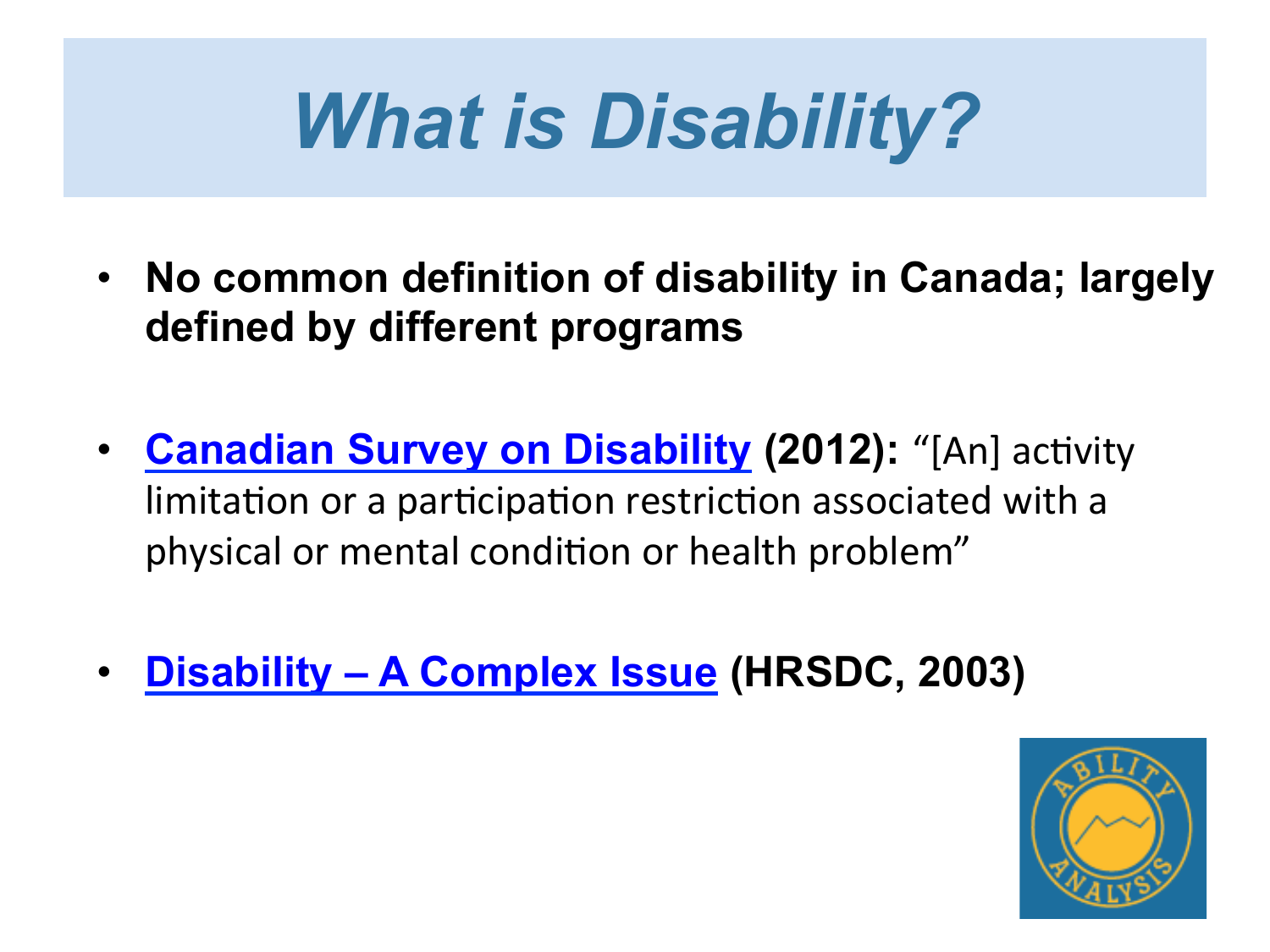# *What is Disability?*

- **No common definition of disability in Canada; largely defined by different programs**

- **Canadian Survey on Disability (2012):** "[An] activity limitation or a participation restriction associated with a physical or mental condition or health problem"

- **Disability – A Complex Issue (HRSDC, 2003)**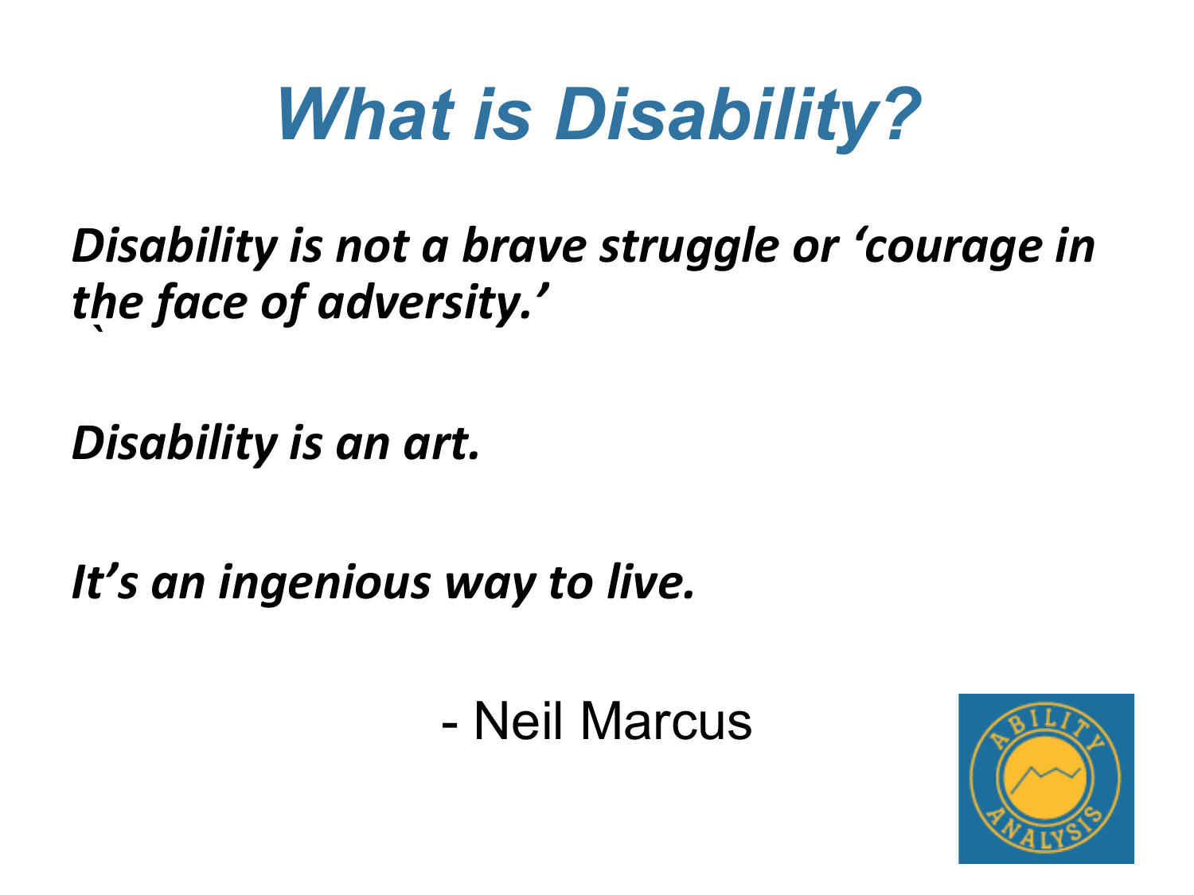# *What is Disability?*

***Disability is not a brave struggle or 'courage in the face of adversity.'***

***Disability is an art.***

***It's an ingenious way to live.***

- Neil Marcus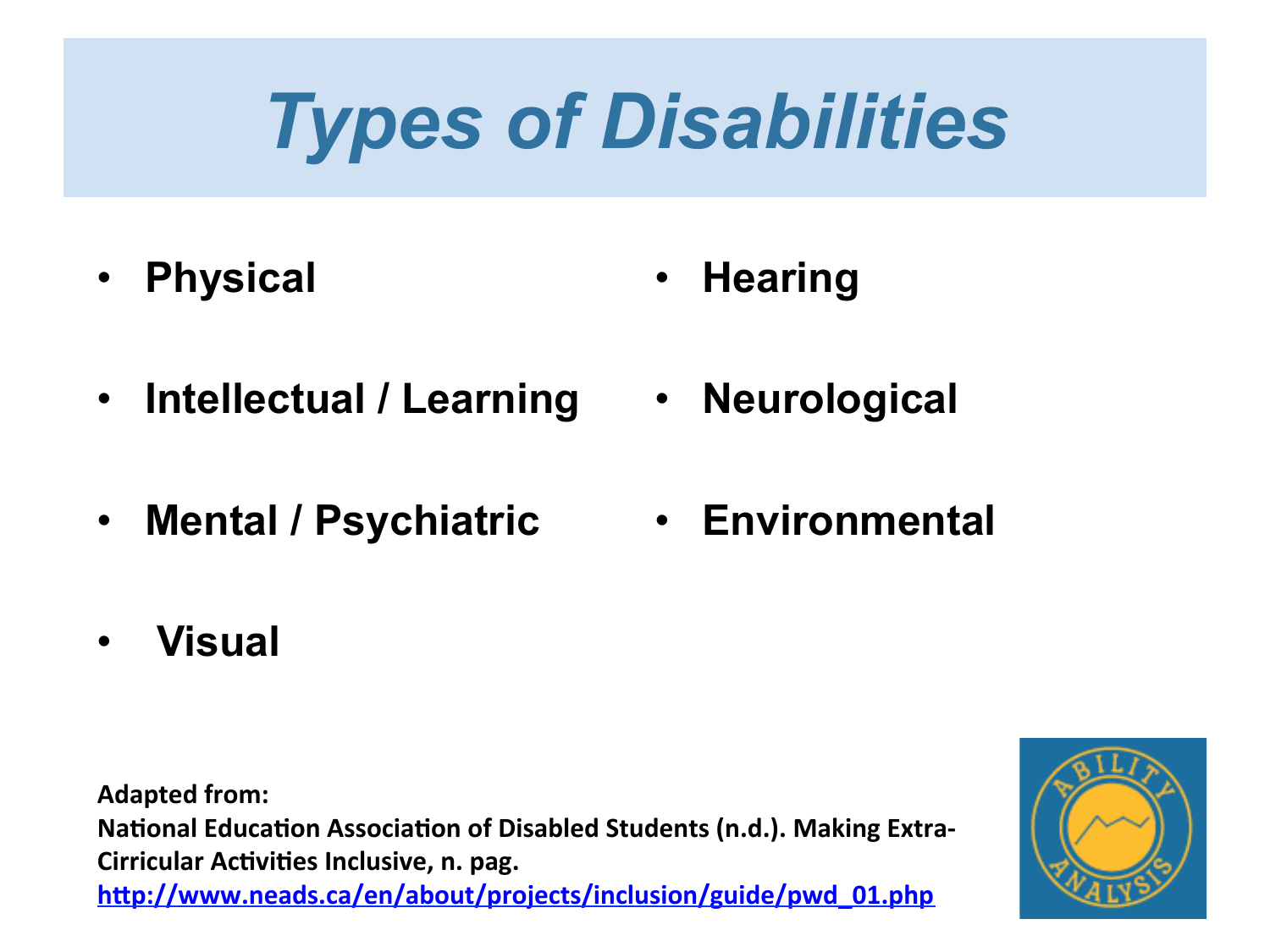# Types of Disabilities

- **Physical**
- **Intellectual / Learning**
- **Mental / Psychiatric**
- **Visual**
- **Hearing**
- **Neurological**
- **Environmental**

**Adapted from:**
**National Education Association of Disabled Students (n.d.). Making Extra-Cirricular Activities Inclusive, n. pag.**
**http://www.neads.ca/en/about/projects/inclusion/guide/pwd_01.php**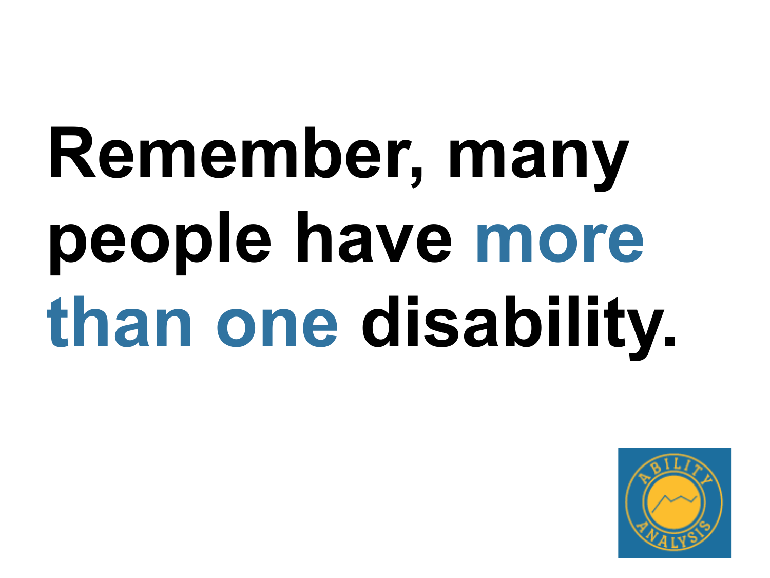# Remember, many people have more than one disability.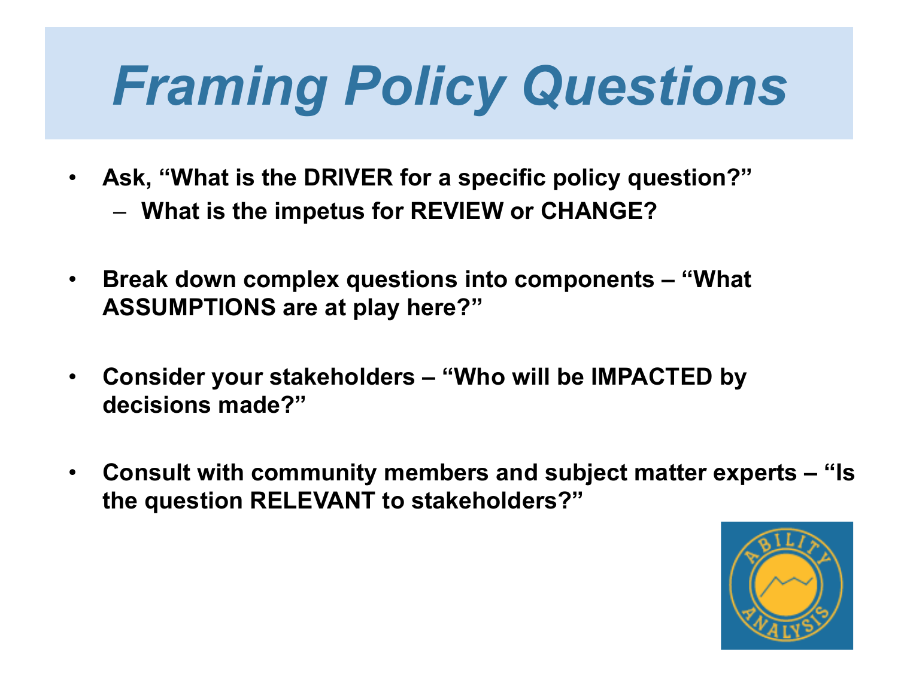# *Framing Policy Questions*

- **Ask, "What is the DRIVER for a specific policy question?"**
  - **What is the impetus for REVIEW or CHANGE?**

- **Break down complex questions into components – "What ASSUMPTIONS are at play here?"**

- **Consider your stakeholders – "Who will be IMPACTED by decisions made?"**

- **Consult with community members and subject matter experts – "Is the question RELEVANT to stakeholders?"**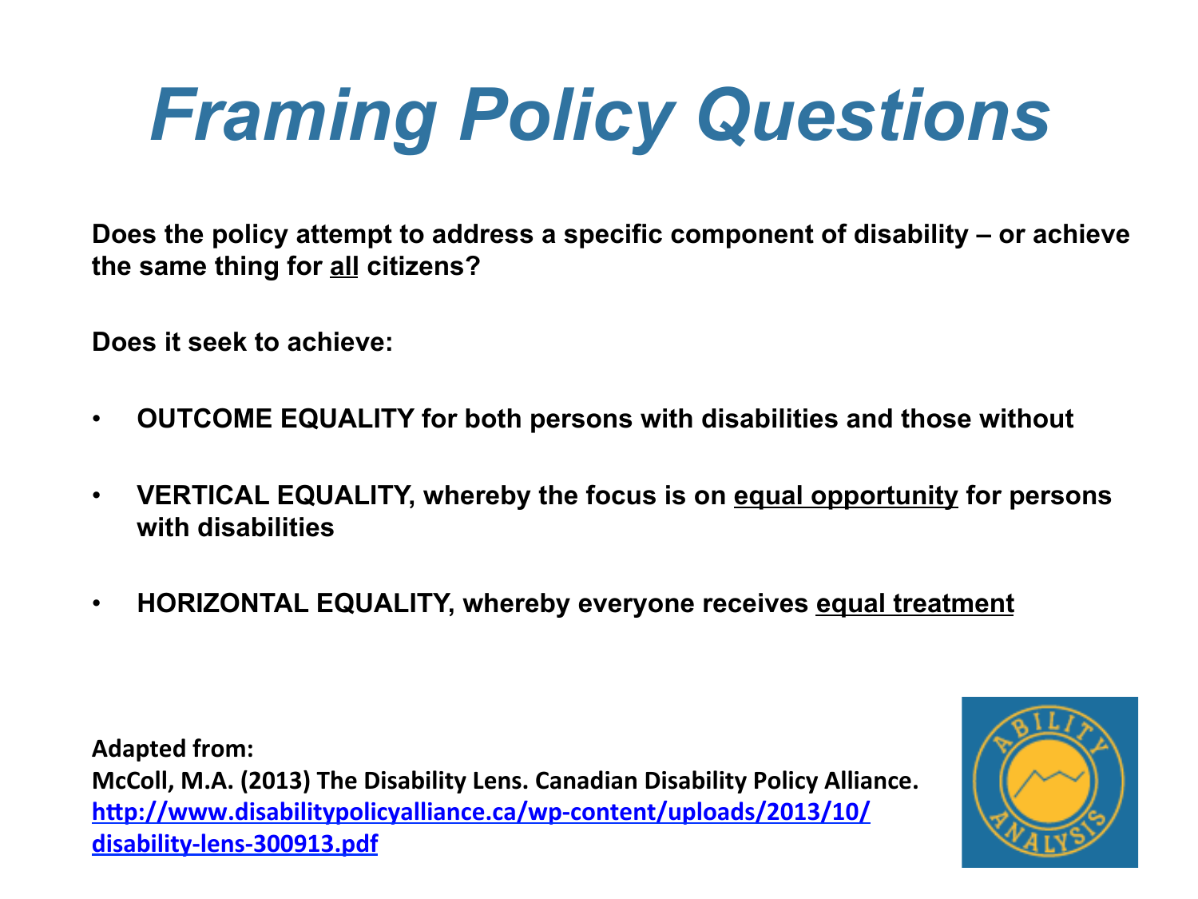# *Framing Policy Questions*

**Does the policy attempt to address a specific component of disability – or achieve the same thing for <u>all</u> citizens?**

**Does it seek to achieve:**

- **OUTCOME EQUALITY for both persons with disabilities and those without**
- **VERTICAL EQUALITY, whereby the focus is on <u>equal opportunity</u> for persons with disabilities**
- **HORIZONTAL EQUALITY, whereby everyone receives <u>equal treatment</u>**

**Adapted from:**
**McColl, M.A. (2013) The Disability Lens. Canadian Disability Policy Alliance.**
**[http://www.disabilitypolicyalliance.ca/wp-content/uploads/2013/10/disability-lens-300913.pdf](http://www.disabilitypolicyalliance.ca/wp-content/uploads/2013/10/disability-lens-300913.pdf)**

ABILITY ANALYSIS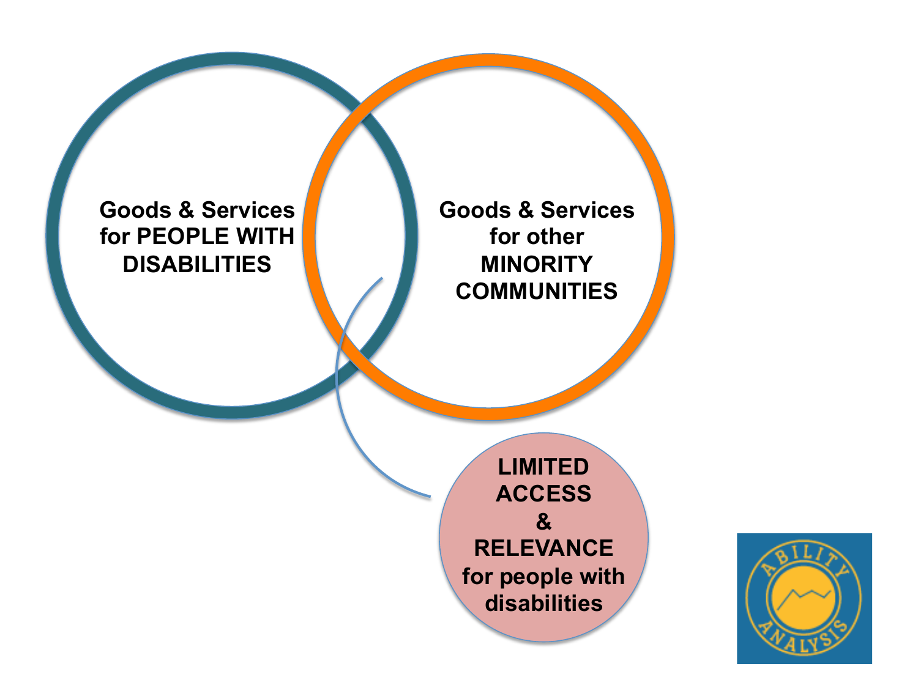Goods & Services for PEOPLE WITH DISABILITIES

Goods & Services for other MINORITY COMMUNITIES

LIMITED ACCESS & RELEVANCE for people with disabilities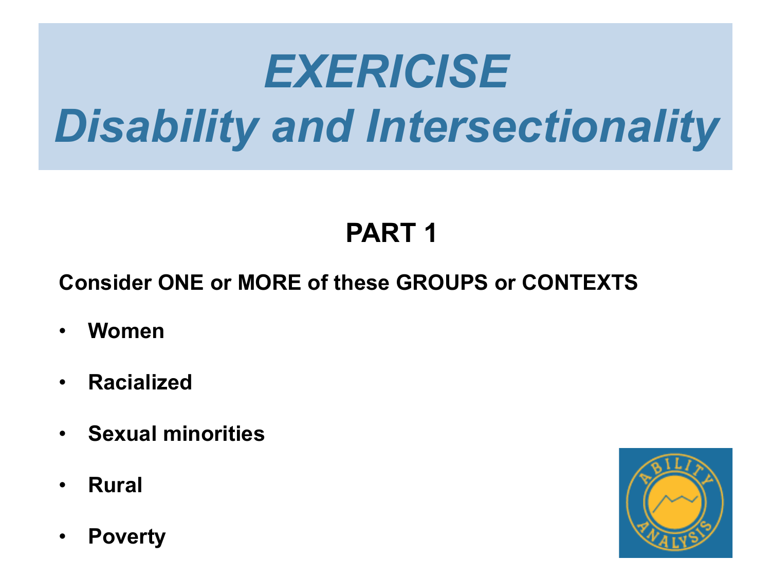# *EXERICISE*
# *Disability and Intersectionality*

## PART 1

**Consider ONE or MORE of these GROUPS or CONTEXTS**

- **Women**
- **Racialized**
- **Sexual minorities**
- **Rural**
- **Poverty**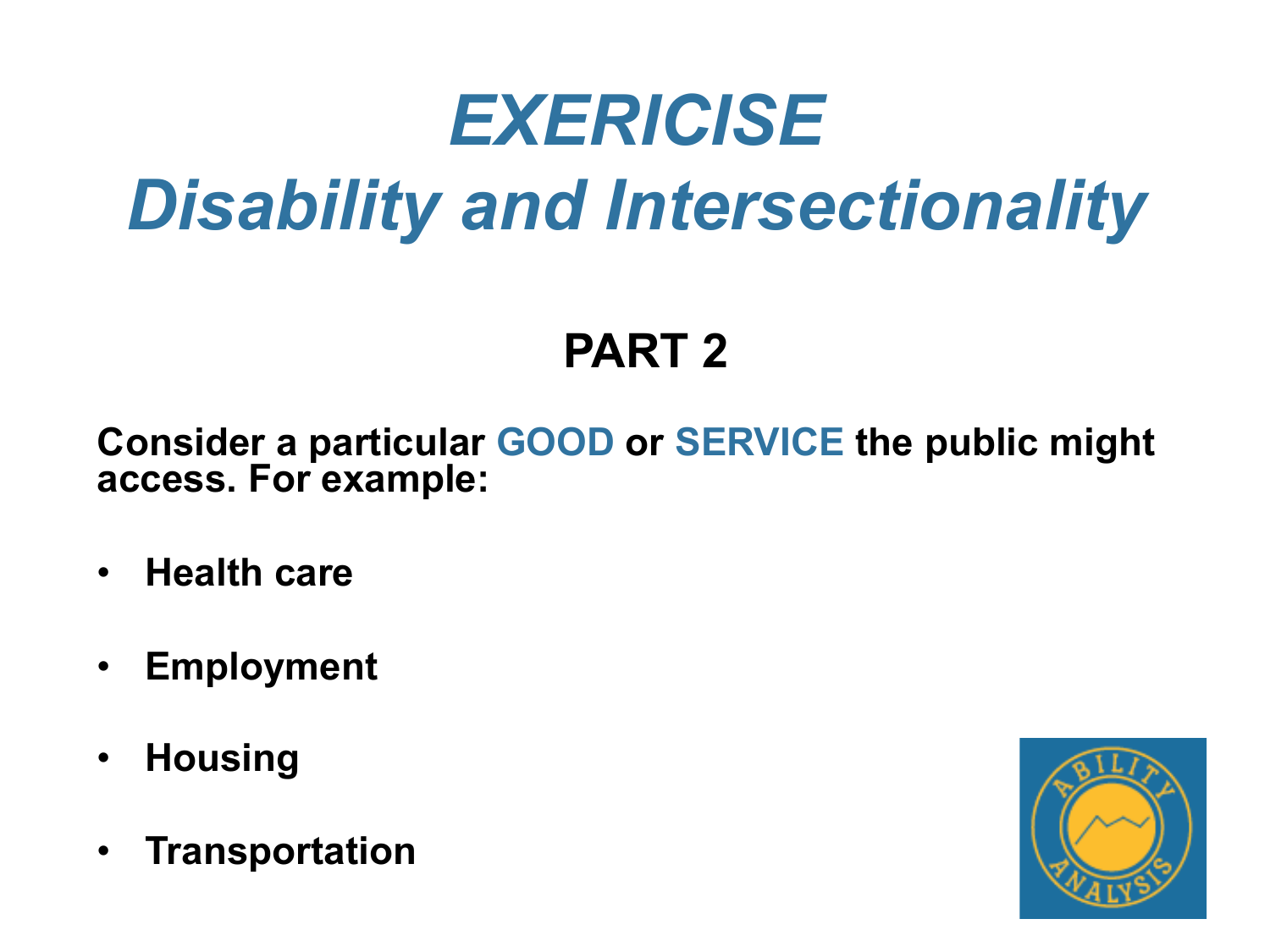# *EXERICISE*
# *Disability and Intersectionality*

## PART 2

**Consider a particular GOOD or SERVICE the public might access. For example:**

- **Health care**
- **Employment**
- **Housing**
- **Transportation**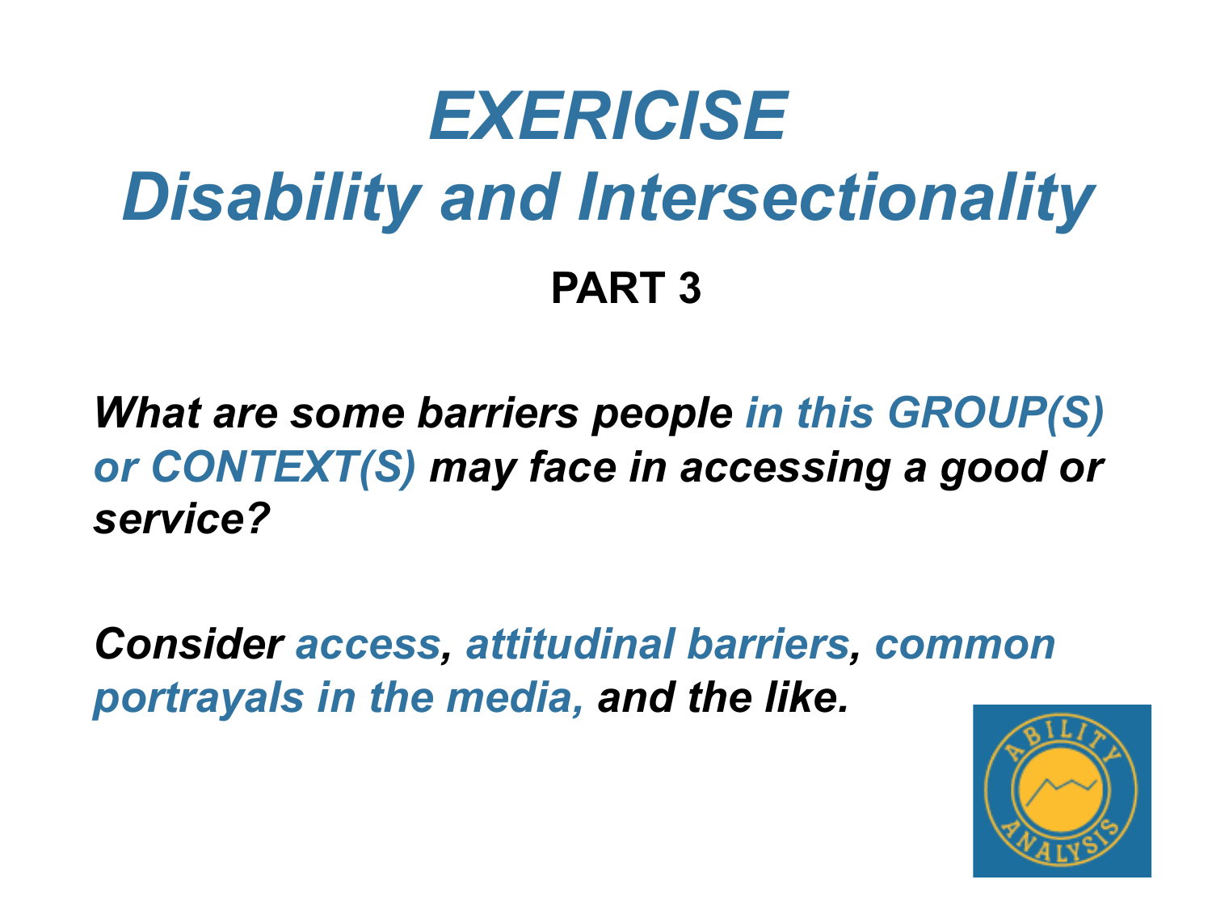# *EXERICISE*
# *Disability and Intersectionality*

## PART 3

***What are some barriers people in this GROUP(S) or CONTEXT(S) may face in accessing a good or service?***

***Consider access, attitudinal barriers, common portrayals in the media, and the like.***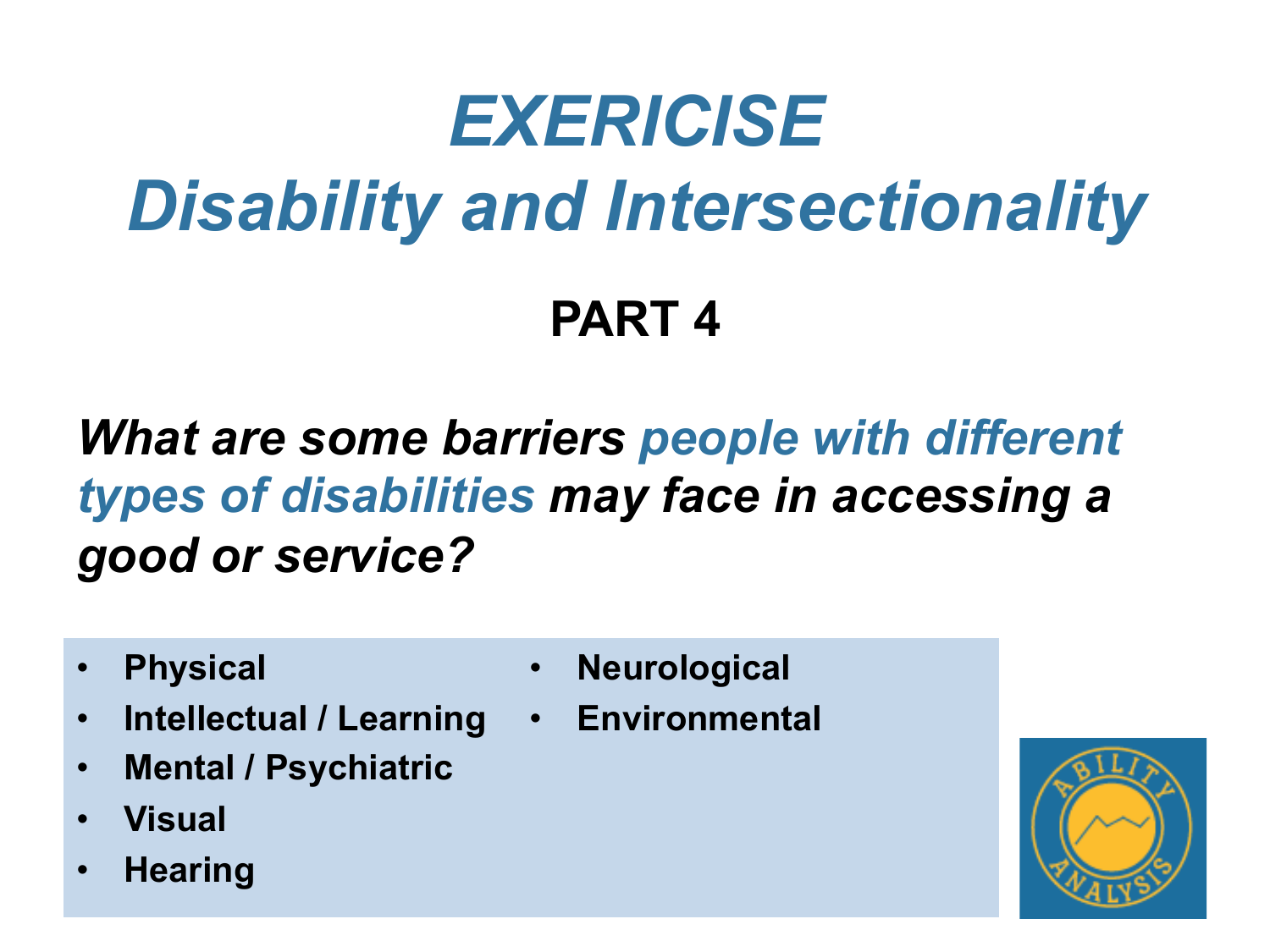# *EXERICISE*
# *Disability and Intersectionality*

## PART 4

***What are some barriers people with different types of disabilities may face in accessing a good or service?***

- **Physical**
- **Intellectual / Learning**
- **Mental / Psychiatric**
- **Visual**
- **Hearing**
- **Neurological**
- **Environmental**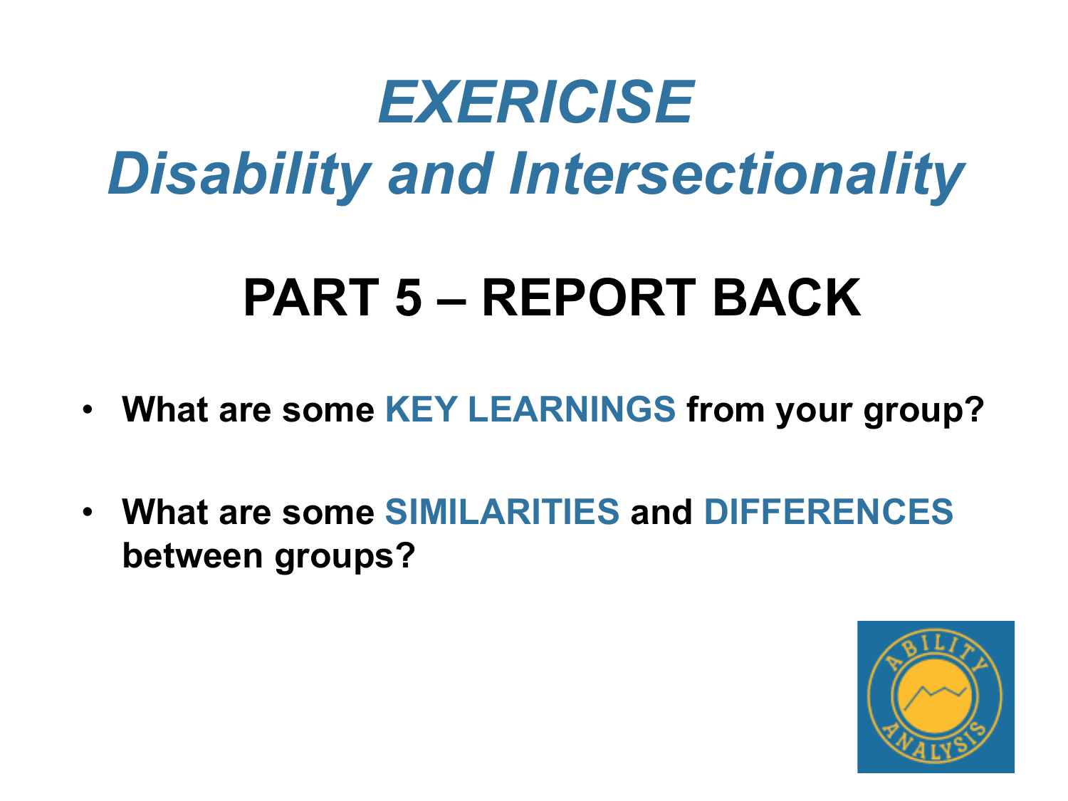# *EXERICISE*
# *Disability and Intersectionality*

## PART 5 – REPORT BACK

- **What are some KEY LEARNINGS from your group?**
- **What are some SIMILARITIES and DIFFERENCES between groups?**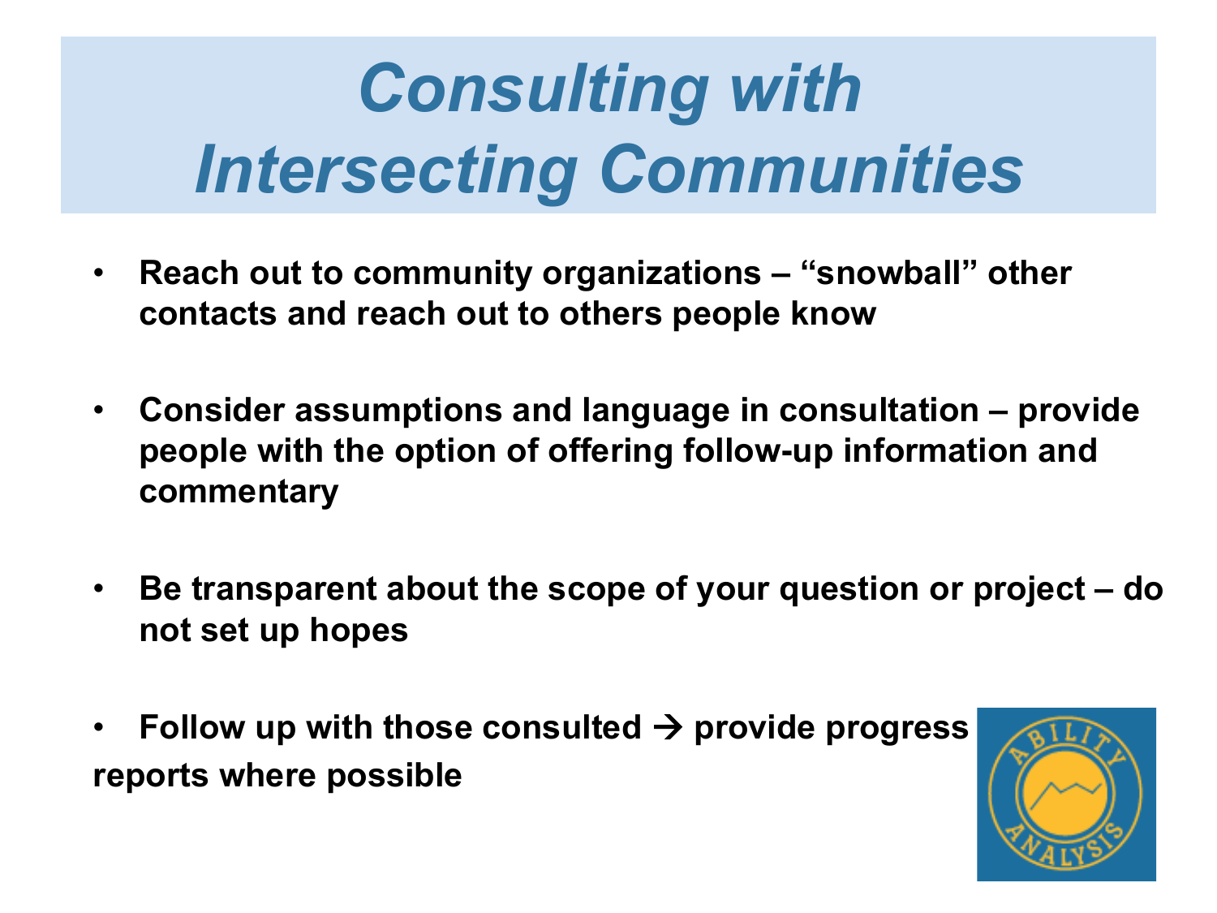# *Consulting with Intersecting Communities*

- **Reach out to community organizations – "snowball" other contacts and reach out to others people know**
- **Consider assumptions and language in consultation – provide people with the option of offering follow-up information and commentary**
- **Be transparent about the scope of your question or project – do not set up hopes**
- **Follow up with those consulted → provide progress reports where possible**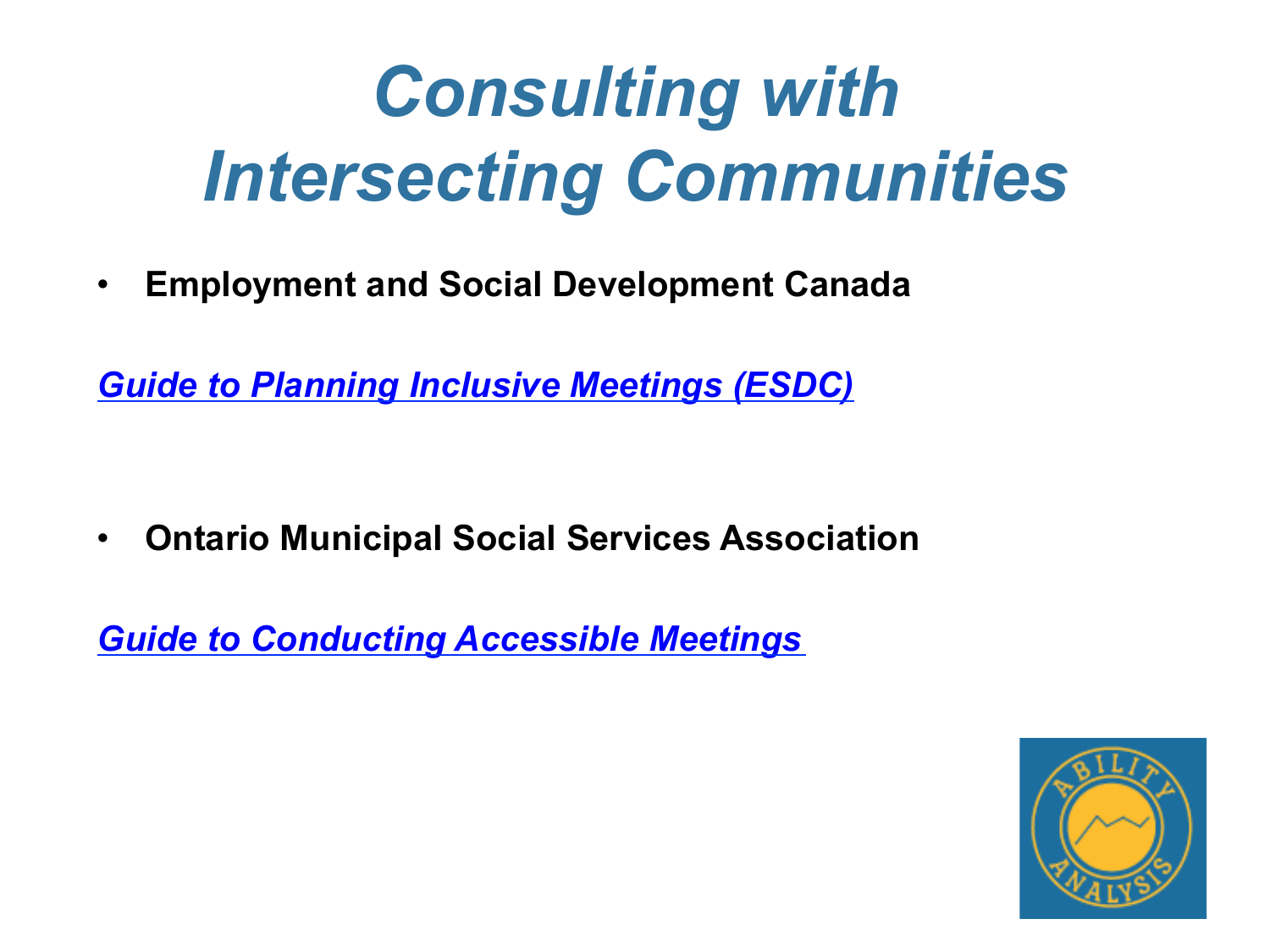# *Consulting with Intersecting Communities*

- **Employment and Social Development Canada**

***Guide to Planning Inclusive Meetings (ESDC)***

- **Ontario Municipal Social Services Association**

***Guide to Conducting Accessible Meetings***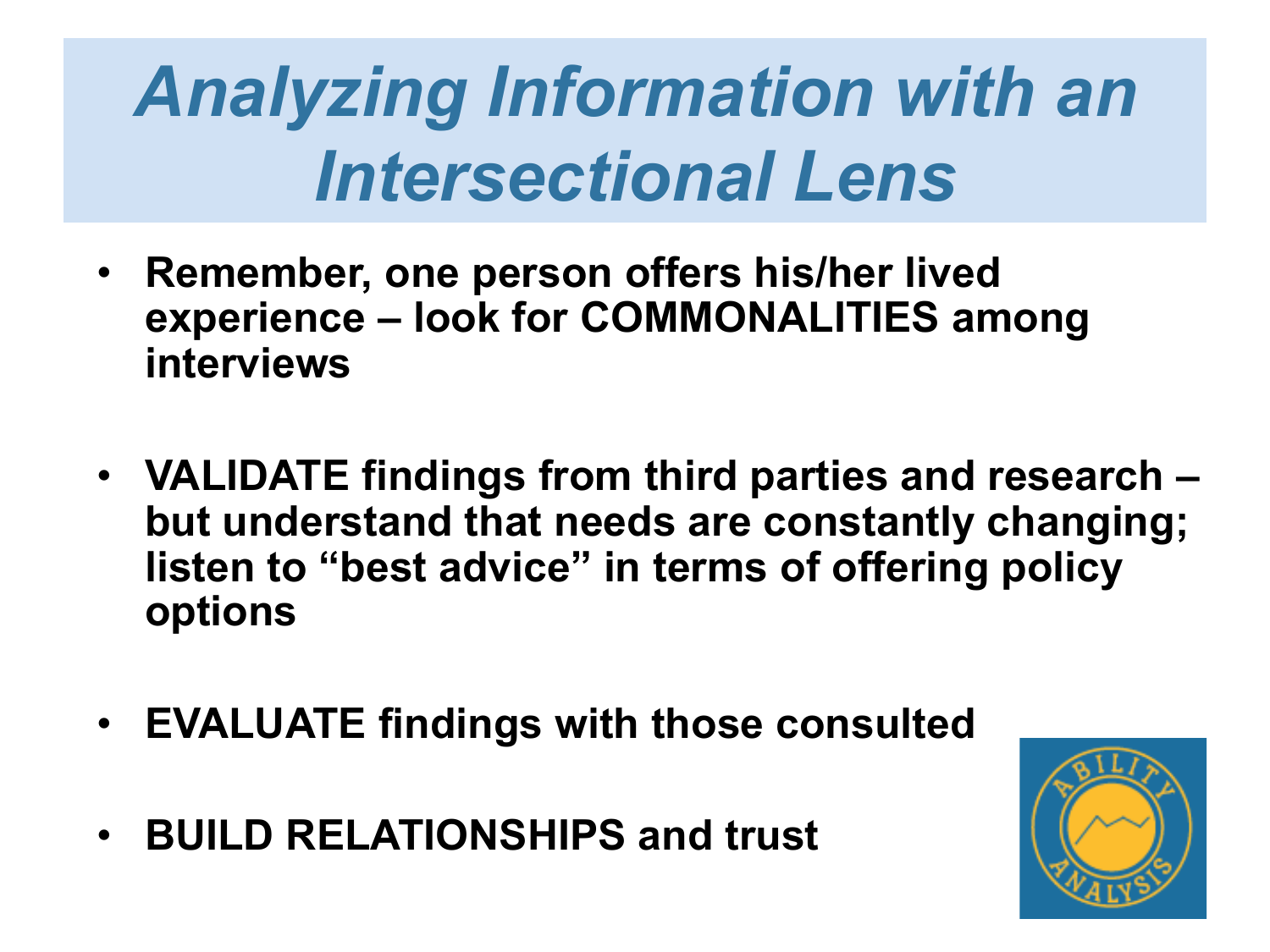# *Analyzing Information with an Intersectional Lens*

- **Remember, one person offers his/her lived experience – look for COMMONALITIES among interviews**

- **VALIDATE findings from third parties and research – but understand that needs are constantly changing; listen to "best advice" in terms of offering policy options**

- **EVALUATE findings with those consulted**

- **BUILD RELATIONSHIPS and trust**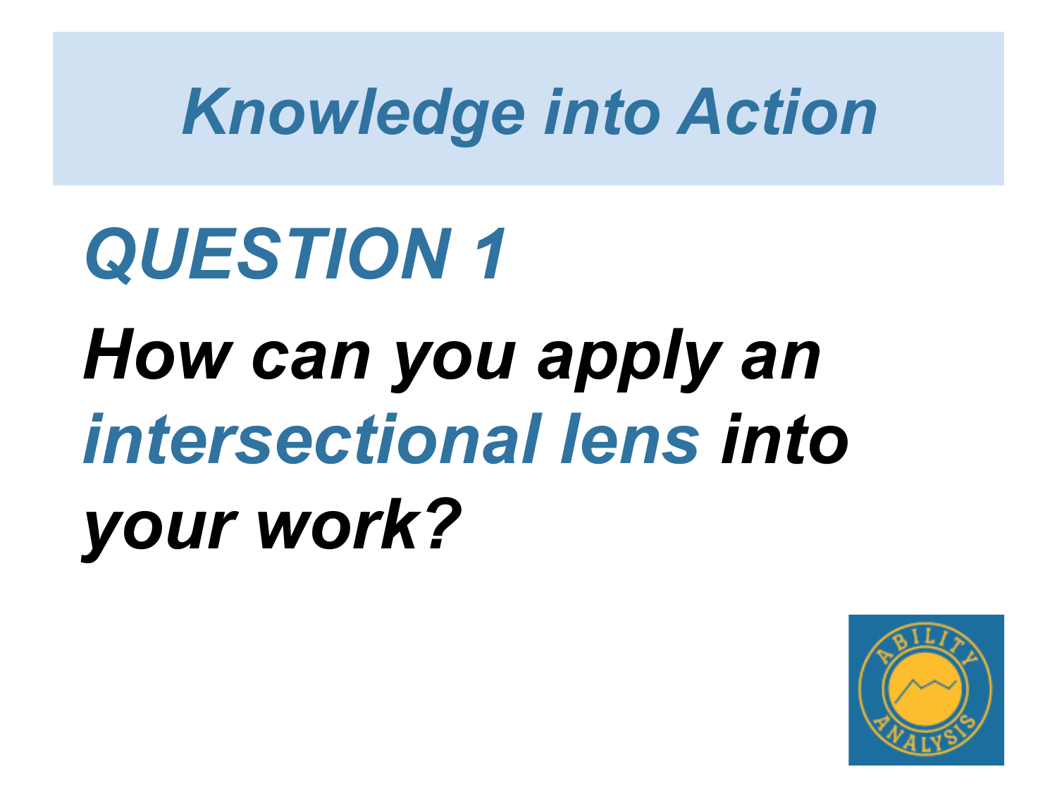# *Knowledge into Action*

## *QUESTION 1*

***How can you apply an intersectional lens into your work?***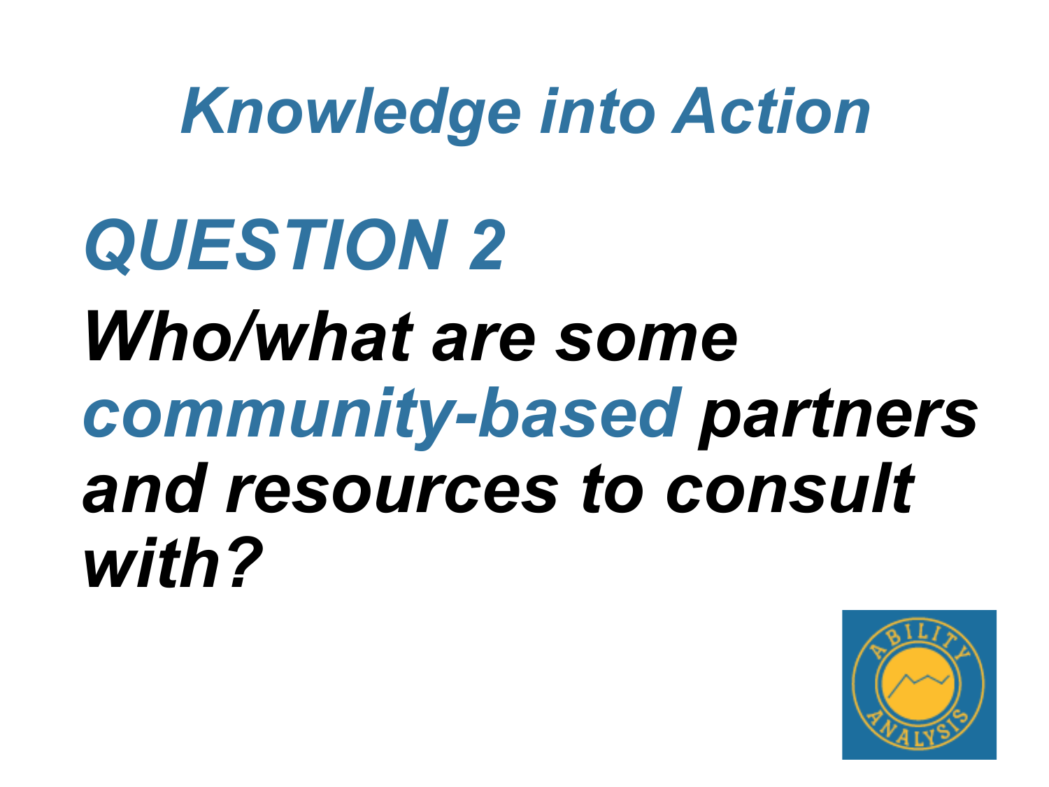# *Knowledge into Action*

## *QUESTION 2*

***Who/what are some community-based partners and resources to consult with?***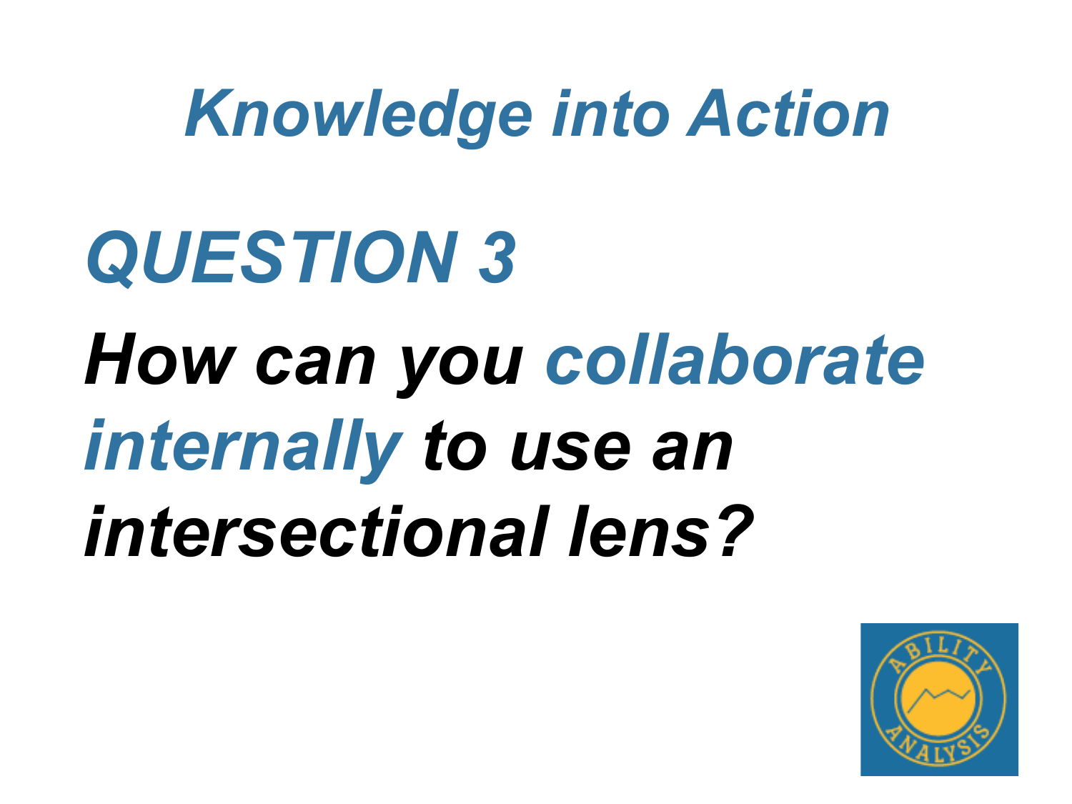# *Knowledge into Action*

## *QUESTION 3*

## *How can you collaborate internally to use an intersectional lens?*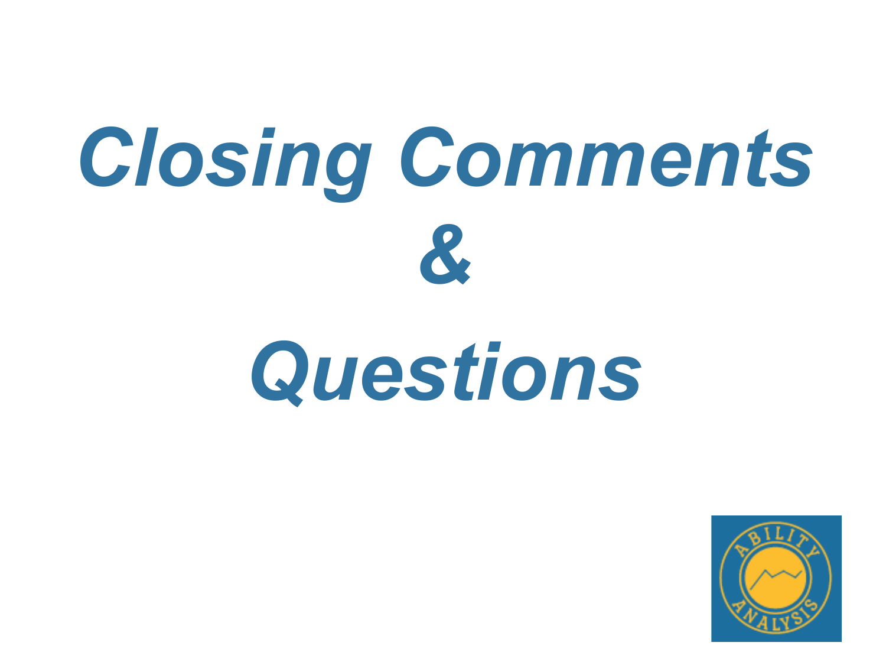# *Closing Comments & Questions*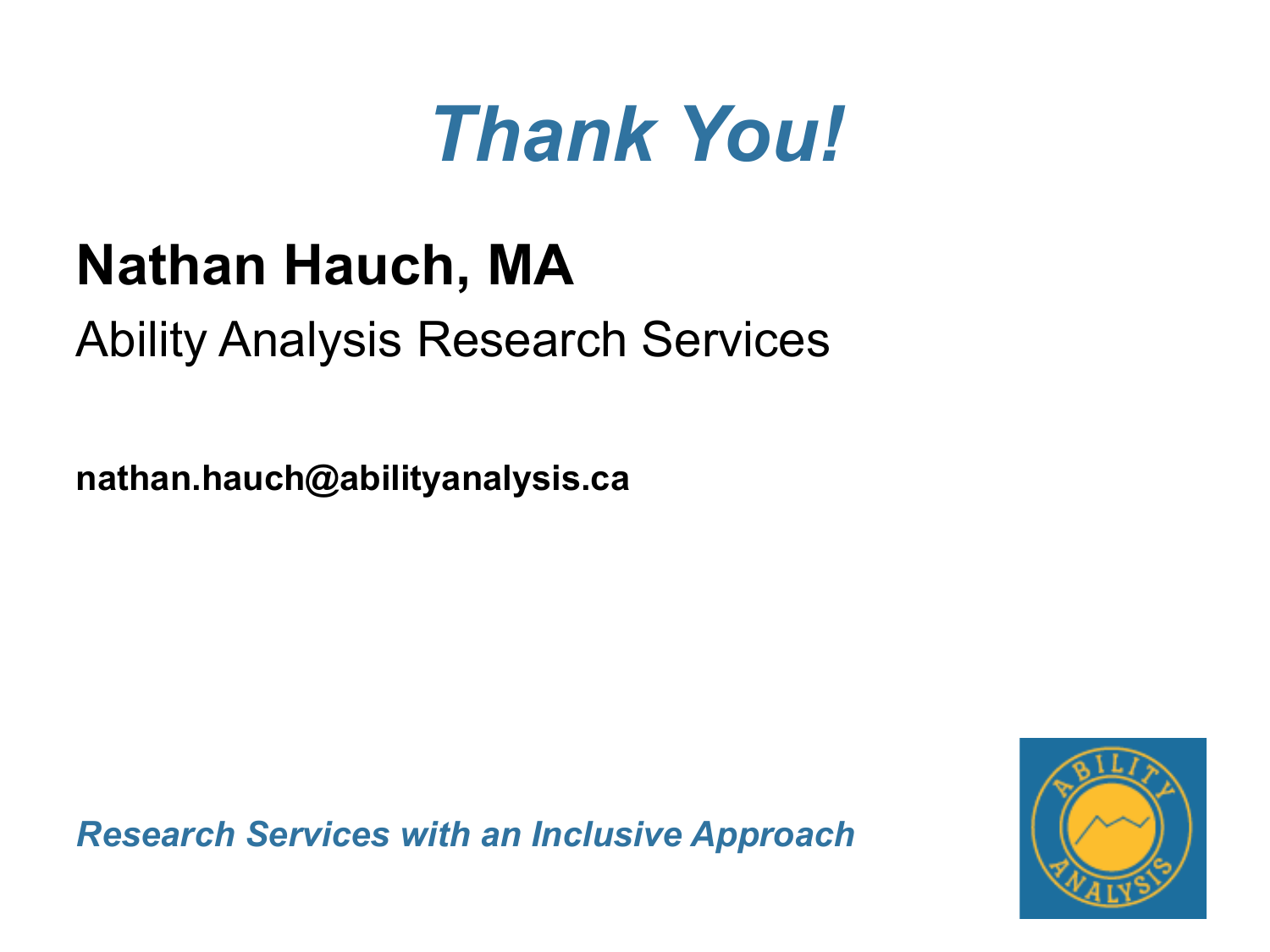# *Thank You!*

**Nathan Hauch, MA**

Ability Analysis Research Services

**nathan.hauch@abilityanalysis.ca**

***Research Services with an Inclusive Approach***